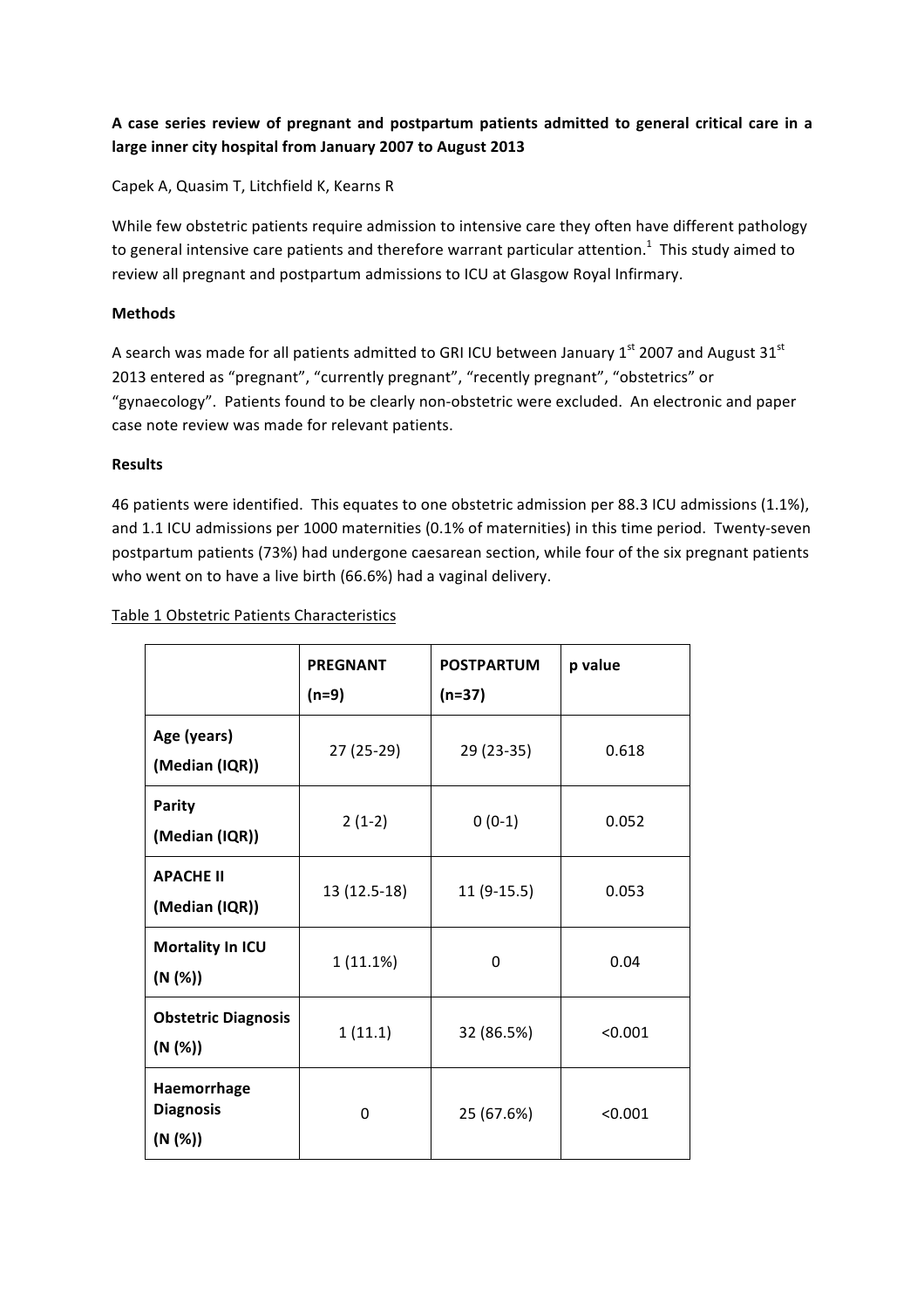**A case series review of pregnant and postpartum patients admitted to general critical care in a large inner city hospital from January 2007 to August 2013**

Capek A, Quasim T, Litchfield K, Kearns R

While few obstetric patients require admission to intensive care they often have different pathology to general intensive care patients and therefore warrant particular attention.[1] This study aimed to review all pregnant and postpartum admissions to ICU at Glasgow Royal Infirmary.

**Methods**

A search was made for all patients admitted to GRI ICU between January 1st 2007 and August 31st 2013 entered as "pregnant", "currently pregnant", "recently pregnant", "obstetrics" or "gynaecology". Patients found to be clearly non-obstetric were excluded. An electronic and paper case note review was made for relevant patients.

**Results**

46 patients were identified. This equates to one obstetric admission per 88.3 ICU admissions (1.1%), and 1.1 ICU admissions per 1000 maternities (0.1% of maternities) in this time period. Twenty-seven postpartum patients (73%) had undergone caesarean section, while four of the six pregnant patients who went on to have a live birth (66.6%) had a vaginal delivery.

Table 1 Obstetric Patients Characteristics

| | **PREGNANT (n=9)** | **POSTPARTUM (n=37)** | **p value** |
|---|---|---|---|
| **Age (years) (Median (IQR))** | 27 (25-29) | 29 (23-35) | 0.618 |
| **Parity (Median (IQR))** | 2 (1-2) | 0 (0-1) | 0.052 |
| **APACHE II (Median (IQR))** | 13 (12.5-18) | 11 (9-15.5) | 0.053 |
| **Mortality In ICU (N (%))** | 1 (11.1%) | 0 | 0.04 |
| **Obstetric Diagnosis (N (%))** | 1 (11.1) | 32 (86.5%) | <0.001 |
| **Haemorrhage Diagnosis (N (%))** | 0 | 25 (67.6%) | <0.001 |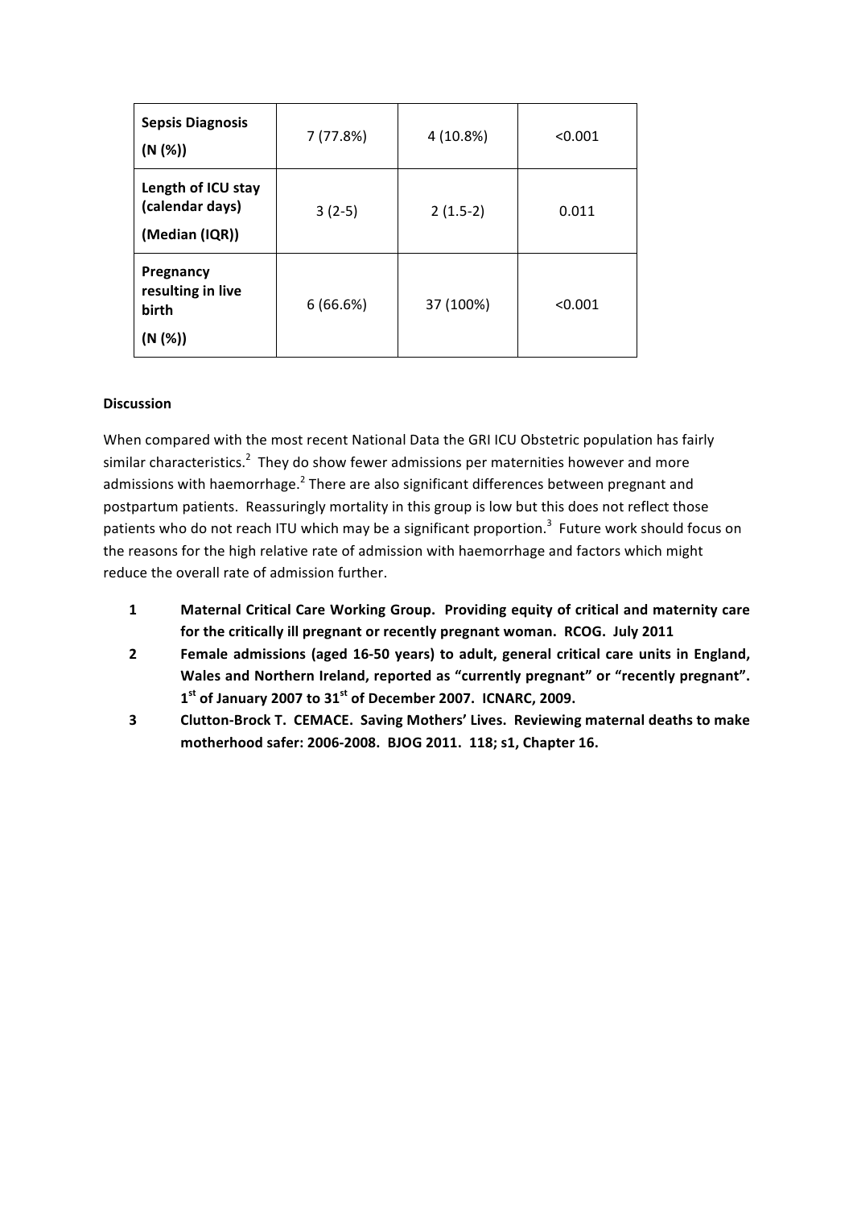| | | | |
|---|---|---|---|
| **Sepsis Diagnosis (N (%))** | 7 (77.8%) | 4 (10.8%) | <0.001 |
| **Length of ICU stay (calendar days) (Median (IQR))** | 3 (2-5) | 2 (1.5-2) | 0.011 |
| **Pregnancy resulting in live birth (N (%))** | 6 (66.6%) | 37 (100%) | <0.001 |

**Discussion**

When compared with the most recent National Data the GRI ICU Obstetric population has fairly similar characteristics.[2] They do show fewer admissions per maternities however and more admissions with haemorrhage.[2] There are also significant differences between pregnant and postpartum patients. Reassuringly mortality in this group is low but this does not reflect those patients who do not reach ITU which may be a significant proportion.[3] Future work should focus on the reasons for the high relative rate of admission with haemorrhage and factors which might reduce the overall rate of admission further.

1. **Maternal Critical Care Working Group. Providing equity of critical and maternity care for the critically ill pregnant or recently pregnant woman. RCOG. July 2011**
2. **Female admissions (aged 16-50 years) to adult, general critical care units in England, Wales and Northern Ireland, reported as "currently pregnant" or "recently pregnant". 1st of January 2007 to 31st of December 2007. ICNARC, 2009.**
3. **Clutton-Brock T. CEMACE. Saving Mothers' Lives. Reviewing maternal deaths to make motherhood safer: 2006-2008. BJOG 2011. 118; s1, Chapter 16.**